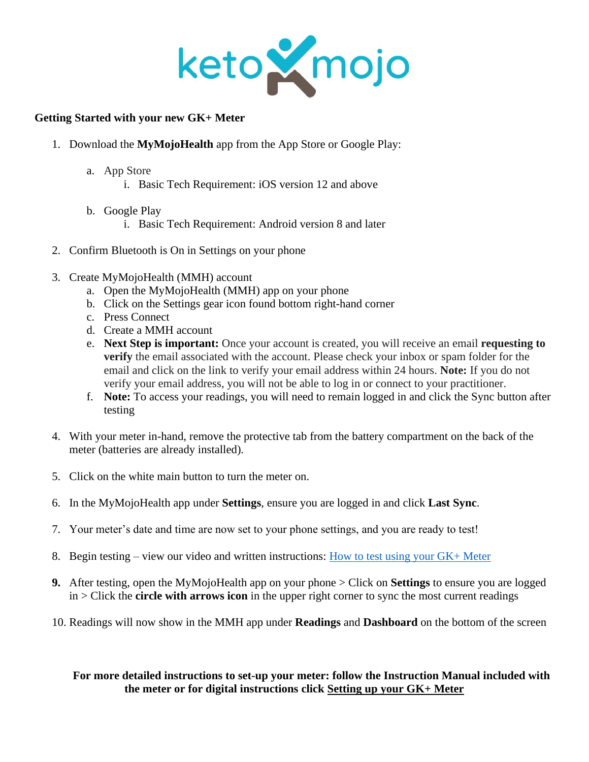keto mojo

**Getting Started with your new GK+ Meter**

1. Download the **MyMojoHealth** app from the App Store or Google Play:

   a. App Store
      i. Basic Tech Requirement: iOS version 12 and above

   b. Google Play
      i. Basic Tech Requirement: Android version 8 and later

2. Confirm Bluetooth is On in Settings on your phone

3. Create MyMojoHealth (MMH) account
   a. Open the MyMojoHealth (MMH) app on your phone
   b. Click on the Settings gear icon found bottom right-hand corner
   c. Press Connect
   d. Create a MMH account
   e. **Next Step is important:** Once your account is created, you will receive an email **requesting to verify** the email associated with the account. Please check your inbox or spam folder for the email and click on the link to verify your email address within 24 hours. **Note:** If you do not verify your email address, you will not be able to log in or connect to your practitioner.
   f. **Note:** To access your readings, you will need to remain logged in and click the Sync button after testing

4. With your meter in-hand, remove the protective tab from the battery compartment on the back of the meter (batteries are already installed).

5. Click on the white main button to turn the meter on.

6. In the MyMojoHealth app under **Settings**, ensure you are logged in and click **Last Sync**.

7. Your meter's date and time are now set to your phone settings, and you are ready to test!

8. Begin testing – view our video and written instructions: How to test using your GK+ Meter

9. After testing, open the MyMojoHealth app on your phone > Click on **Settings** to ensure you are logged in > Click the **circle with arrows icon** in the upper right corner to sync the most current readings

10. Readings will now show in the MMH app under **Readings** and **Dashboard** on the bottom of the screen

**For more detailed instructions to set-up your meter: follow the Instruction Manual included with the meter or for digital instructions click Setting up your GK+ Meter**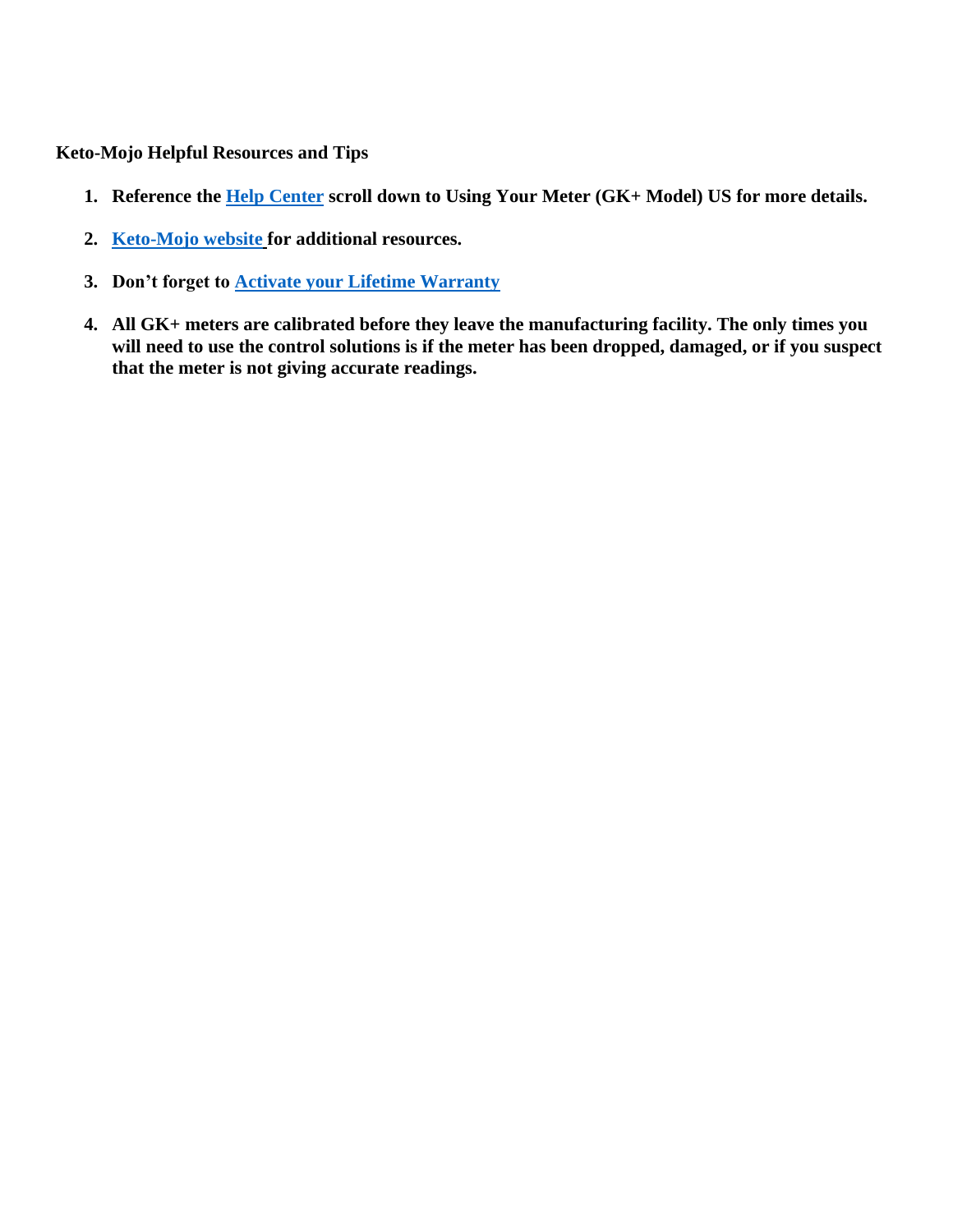**Keto-Mojo Helpful Resources and Tips**

1. **Reference the Help Center scroll down to Using Your Meter (GK+ Model) US for more details.**
2. **Keto-Mojo website for additional resources.**
3. **Don't forget to Activate your Lifetime Warranty**
4. **All GK+ meters are calibrated before they leave the manufacturing facility. The only times you will need to use the control solutions is if the meter has been dropped, damaged, or if you suspect that the meter is not giving accurate readings.**